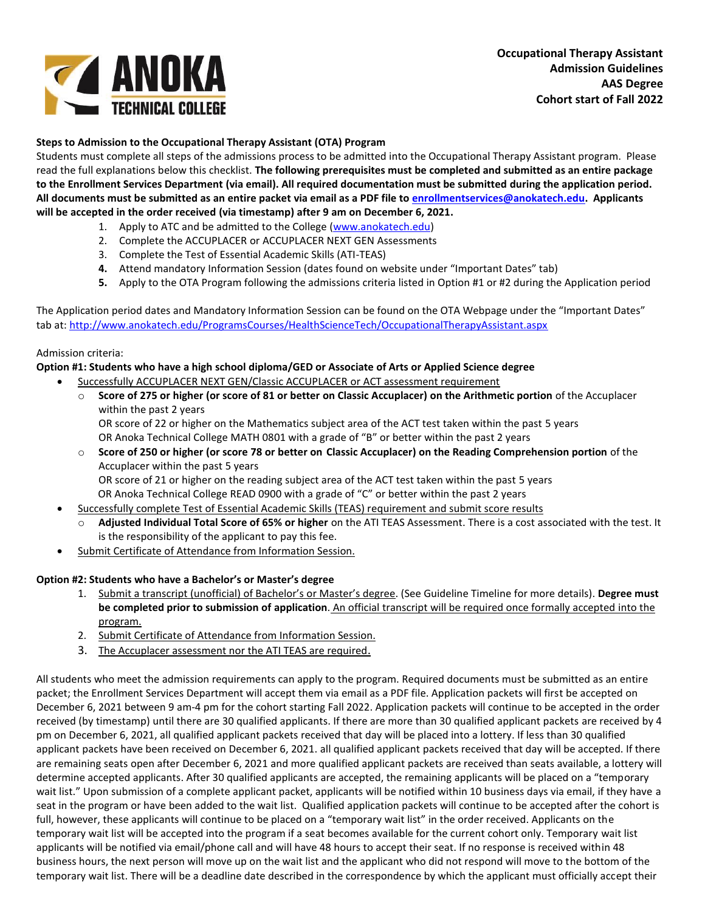**Occupational Therapy Assistant**
**Admission Guidelines**
**AAS Degree**
**Cohort start of Fall 2022**

**Steps to Admission to the Occupational Therapy Assistant (OTA) Program**

Students must complete all steps of the admissions process to be admitted into the Occupational Therapy Assistant program. Please read the full explanations below this checklist. **The following prerequisites must be completed and submitted as an entire package to the Enrollment Services Department (via email). All required documentation must be submitted during the application period. All documents must be submitted as an entire packet via email as a PDF file to enrollmentservices@anokatech.edu. Applicants will be accepted in the order received (via timestamp) after 9 am on December 6, 2021.**

1. Apply to ATC and be admitted to the College (www.anokatech.edu)
2. Complete the ACCUPLACER or ACCUPLACER NEXT GEN Assessments
3. Complete the Test of Essential Academic Skills (ATI-TEAS)
4. Attend mandatory Information Session (dates found on website under "Important Dates" tab)
5. Apply to the OTA Program following the admissions criteria listed in Option #1 or #2 during the Application period

The Application period dates and Mandatory Information Session can be found on the OTA Webpage under the "Important Dates" tab at: http://www.anokatech.edu/ProgramsCourses/HealthScienceTech/OccupationalTherapyAssistant.aspx

Admission criteria:

**Option #1: Students who have a high school diploma/GED or Associate of Arts or Applied Science degree**

- Successfully ACCUPLACER NEXT GEN/Classic ACCUPLACER or ACT assessment requirement
  - **Score of 275 or higher (or score of 81 or better on Classic Accuplacer) on the Arithmetic portion** of the Accuplacer within the past 2 years
    OR score of 22 or higher on the Mathematics subject area of the ACT test taken within the past 5 years
    OR Anoka Technical College MATH 0801 with a grade of "B" or better within the past 2 years
  - **Score of 250 or higher (or score 78 or better on Classic Accuplacer) on the Reading Comprehension portion** of the Accuplacer within the past 5 years
    OR score of 21 or higher on the reading subject area of the ACT test taken within the past 5 years
    OR Anoka Technical College READ 0900 with a grade of "C" or better within the past 2 years
- Successfully complete Test of Essential Academic Skills (TEAS) requirement and submit score results
  - **Adjusted Individual Total Score of 65% or higher** on the ATI TEAS Assessment. There is a cost associated with the test. It is the responsibility of the applicant to pay this fee.
- Submit Certificate of Attendance from Information Session.

**Option #2: Students who have a Bachelor's or Master's degree**

1. Submit a transcript (unofficial) of Bachelor's or Master's degree. (See Guideline Timeline for more details). **Degree must be completed prior to submission of application**. An official transcript will be required once formally accepted into the program.
2. Submit Certificate of Attendance from Information Session.
3. The Accuplacer assessment nor the ATI TEAS are required.

All students who meet the admission requirements can apply to the program. Required documents must be submitted as an entire packet; the Enrollment Services Department will accept them via email as a PDF file. Application packets will first be accepted on December 6, 2021 between 9 am-4 pm for the cohort starting Fall 2022. Application packets will continue to be accepted in the order received (by timestamp) until there are 30 qualified applicants. If there are more than 30 qualified applicant packets are received by 4 pm on December 6, 2021, all qualified applicant packets received that day will be placed into a lottery. If less than 30 qualified applicant packets have been received on December 6, 2021. all qualified applicant packets received that day will be accepted. If there are remaining seats open after December 6, 2021 and more qualified applicant packets are received than seats available, a lottery will determine accepted applicants. After 30 qualified applicants are accepted, the remaining applicants will be placed on a "temporary wait list." Upon submission of a complete applicant packet, applicants will be notified within 10 business days via email, if they have a seat in the program or have been added to the wait list. Qualified application packets will continue to be accepted after the cohort is full, however, these applicants will continue to be placed on a "temporary wait list" in the order received. Applicants on the temporary wait list will be accepted into the program if a seat becomes available for the current cohort only. Temporary wait list applicants will be notified via email/phone call and will have 48 hours to accept their seat. If no response is received within 48 business hours, the next person will move up on the wait list and the applicant who did not respond will move to the bottom of the temporary wait list. There will be a deadline date described in the correspondence by which the applicant must officially accept their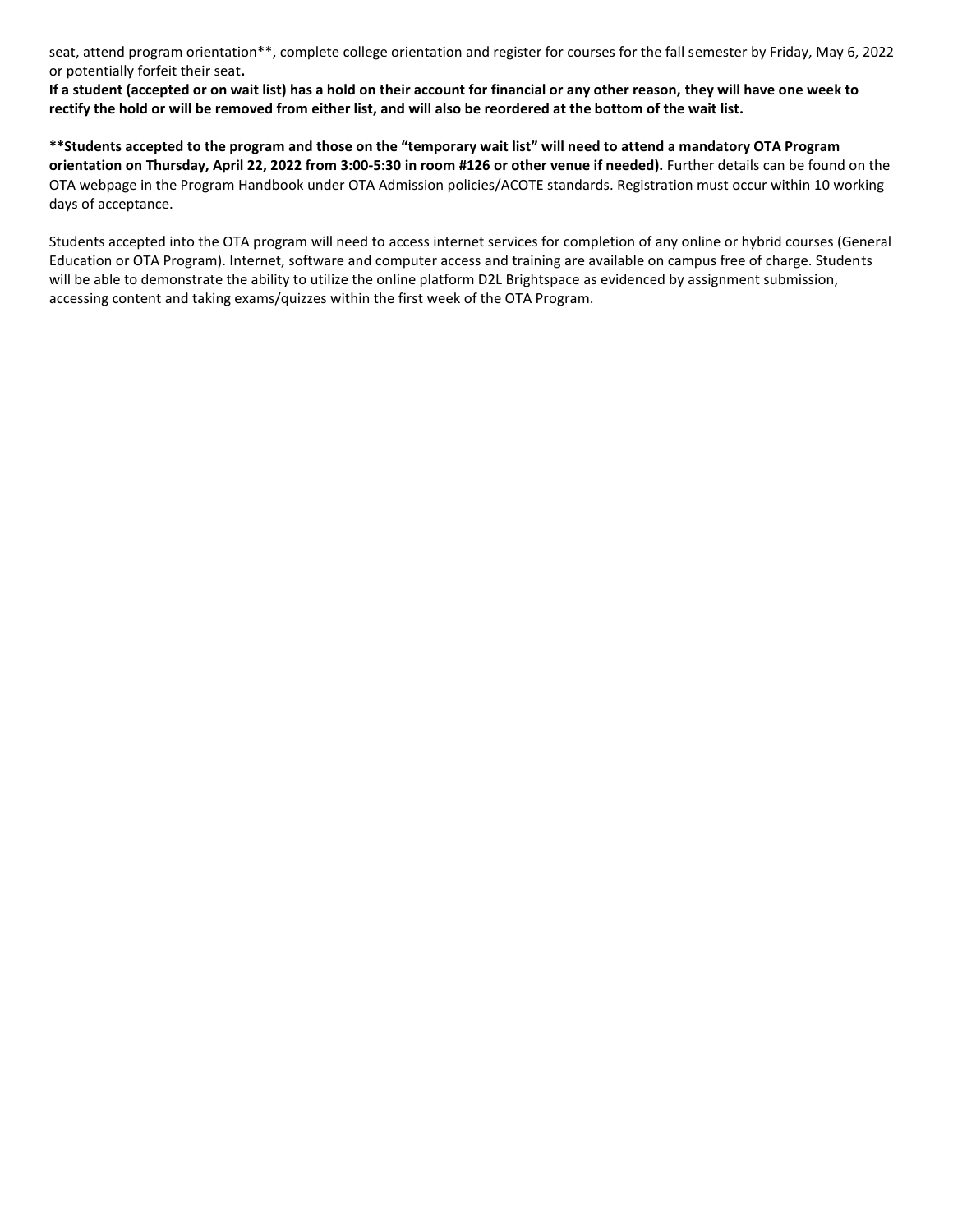seat, attend program orientation**, complete college orientation and register for courses for the fall semester by Friday, May 6, 2022 or potentially forfeit their seat**.**

**If a student (accepted or on wait list) has a hold on their account for financial or any other reason, they will have one week to rectify the hold or will be removed from either list, and will also be reordered at the bottom of the wait list.**

****Students accepted to the program and those on the "temporary wait list" will need to attend a mandatory OTA Program orientation on Thursday, April 22, 2022 from 3:00-5:30 in room #126 or other venue if needed).** Further details can be found on the OTA webpage in the Program Handbook under OTA Admission policies/ACOTE standards. Registration must occur within 10 working days of acceptance.

Students accepted into the OTA program will need to access internet services for completion of any online or hybrid courses (General Education or OTA Program). Internet, software and computer access and training are available on campus free of charge. Students will be able to demonstrate the ability to utilize the online platform D2L Brightspace as evidenced by assignment submission, accessing content and taking exams/quizzes within the first week of the OTA Program.